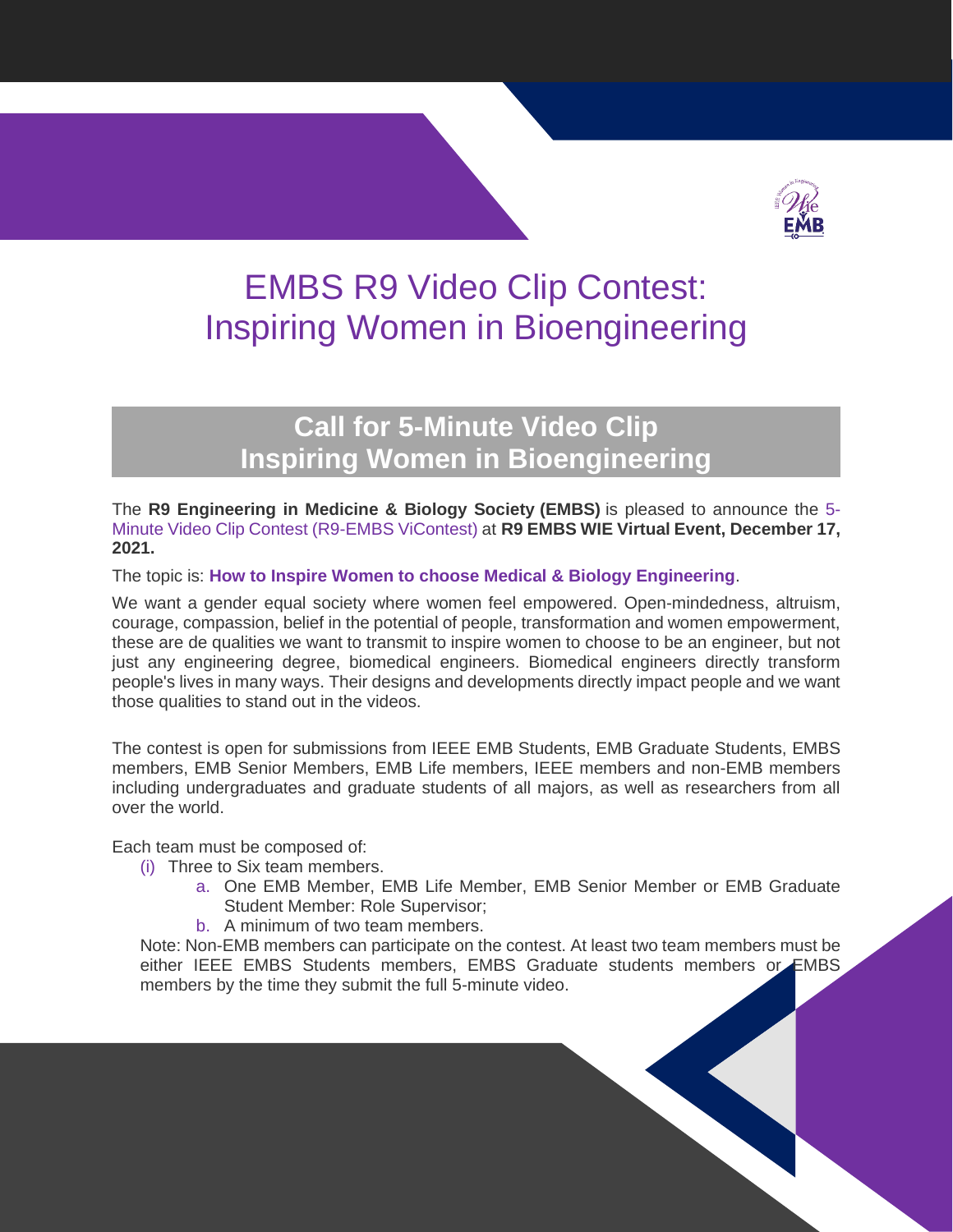# EMBS R9 Video Clip Contest: Inspiring Women in Bioengineering

## Call for 5-Minute Video Clip Inspiring Women in Bioengineering

The **R9 Engineering in Medicine & Biology Society (EMBS)** is pleased to announce the 5-Minute Video Clip Contest (R9-EMBS ViContest) at **R9 EMBS WIE Virtual Event, December 17, 2021.**

The topic is: **How to Inspire Women to choose Medical & Biology Engineering**.

We want a gender equal society where women feel empowered. Open-mindedness, altruism, courage, compassion, belief in the potential of people, transformation and women empowerment, these are de qualities we want to transmit to inspire women to choose to be an engineer, but not just any engineering degree, biomedical engineers. Biomedical engineers directly transform people's lives in many ways. Their designs and developments directly impact people and we want those qualities to stand out in the videos.

The contest is open for submissions from IEEE EMB Students, EMB Graduate Students, EMBS members, EMB Senior Members, EMB Life members, IEEE members and non-EMB members including undergraduates and graduate students of all majors, as well as researchers from all over the world.

Each team must be composed of:

(i) Three to Six team members.
   a. One EMB Member, EMB Life Member, EMB Senior Member or EMB Graduate Student Member: Role Supervisor;
   b. A minimum of two team members.

Note: Non-EMB members can participate on the contest. At least two team members must be either IEEE EMBS Students members, EMBS Graduate students members or EMBS members by the time they submit the full 5-minute video.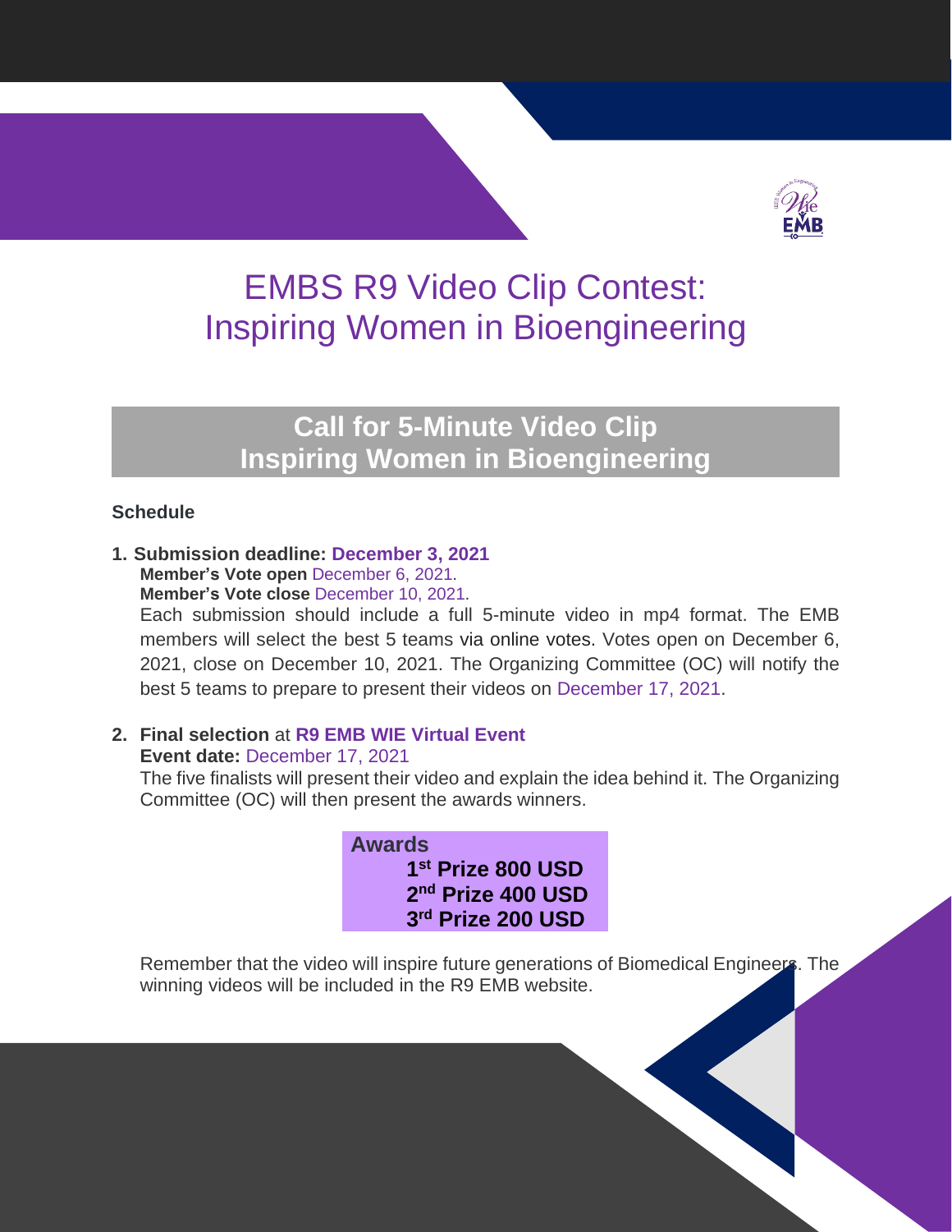# EMBS R9 Video Clip Contest: Inspiring Women in Bioengineering

## Call for 5-Minute Video Clip Inspiring Women in Bioengineering

**Schedule**

1. **Submission deadline: December 3, 2021**
   **Member's Vote open** December 6, 2021.
   **Member's Vote close** December 10, 2021.
   Each submission should include a full 5-minute video in mp4 format. The EMB members will select the best 5 teams via online votes. Votes open on December 6, 2021, close on December 10, 2021. The Organizing Committee (OC) will notify the best 5 teams to prepare to present their videos on December 17, 2021.

2. **Final selection** at **R9 EMB WIE Virtual Event**
   **Event date:** December 17, 2021
   The five finalists will present their video and explain the idea behind it. The Organizing Committee (OC) will then present the awards winners.

**Awards**

- **1st Prize 800 USD**
- **2nd Prize 400 USD**
- **3rd Prize 200 USD**

Remember that the video will inspire future generations of Biomedical Engineers. The winning videos will be included in the R9 EMB website.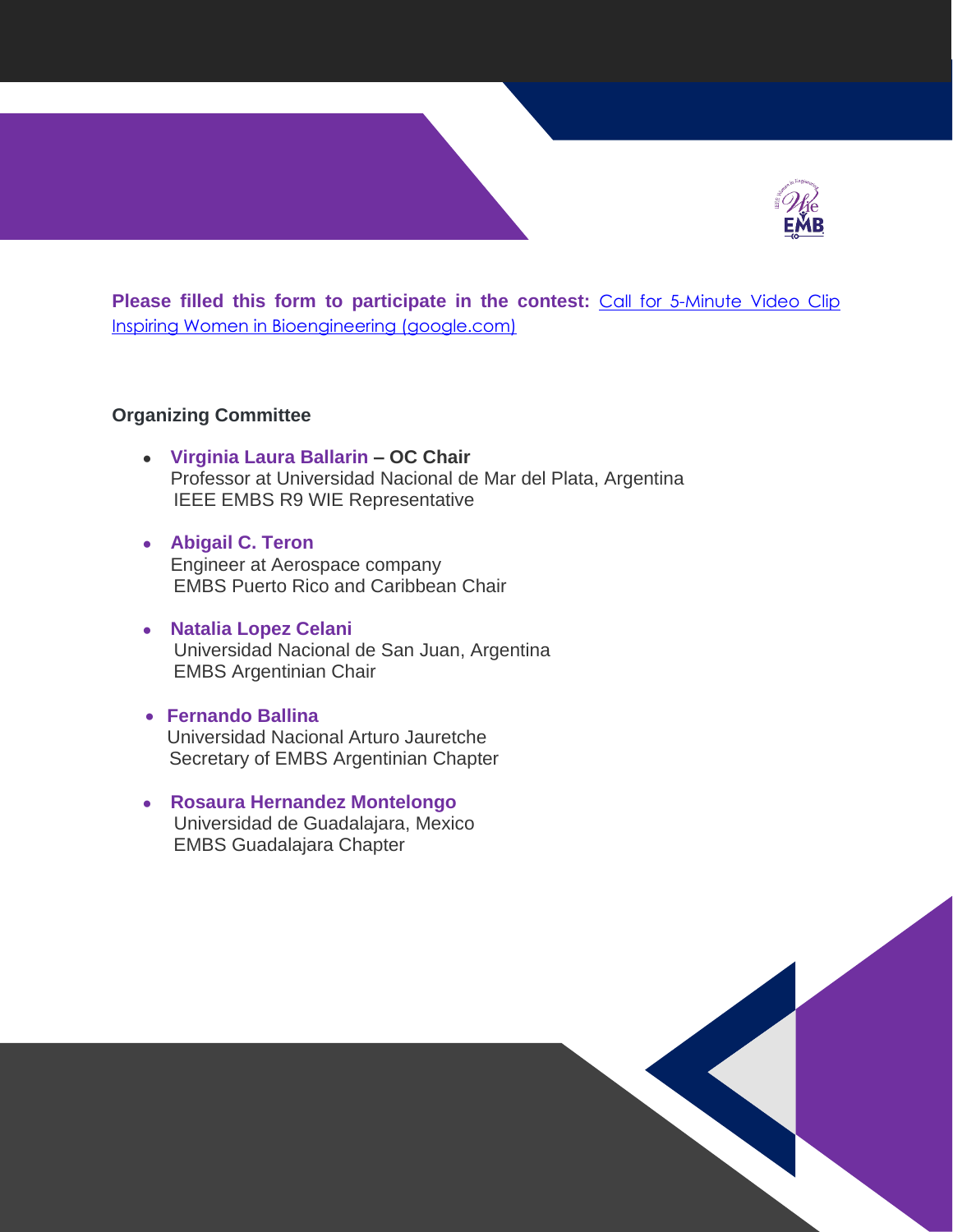**Please filled this form to participate in the contest:** [Call for 5-Minute Video Clip Inspiring Women in Bioengineering (google.com)]

**Organizing Committee**

- **Virginia Laura Ballarin – OC Chair**
  Professor at Universidad Nacional de Mar del Plata, Argentina
  IEEE EMBS R9 WIE Representative

- **Abigail C. Teron**
  Engineer at Aerospace company
  EMBS Puerto Rico and Caribbean Chair

- **Natalia Lopez Celani**
  Universidad Nacional de San Juan, Argentina
  EMBS Argentinian Chair

- **Fernando Ballina**
  Universidad Nacional Arturo Jauretche
  Secretary of EMBS Argentinian Chapter

- **Rosaura Hernandez Montelongo**
  Universidad de Guadalajara, Mexico
  EMBS Guadalajara Chapter